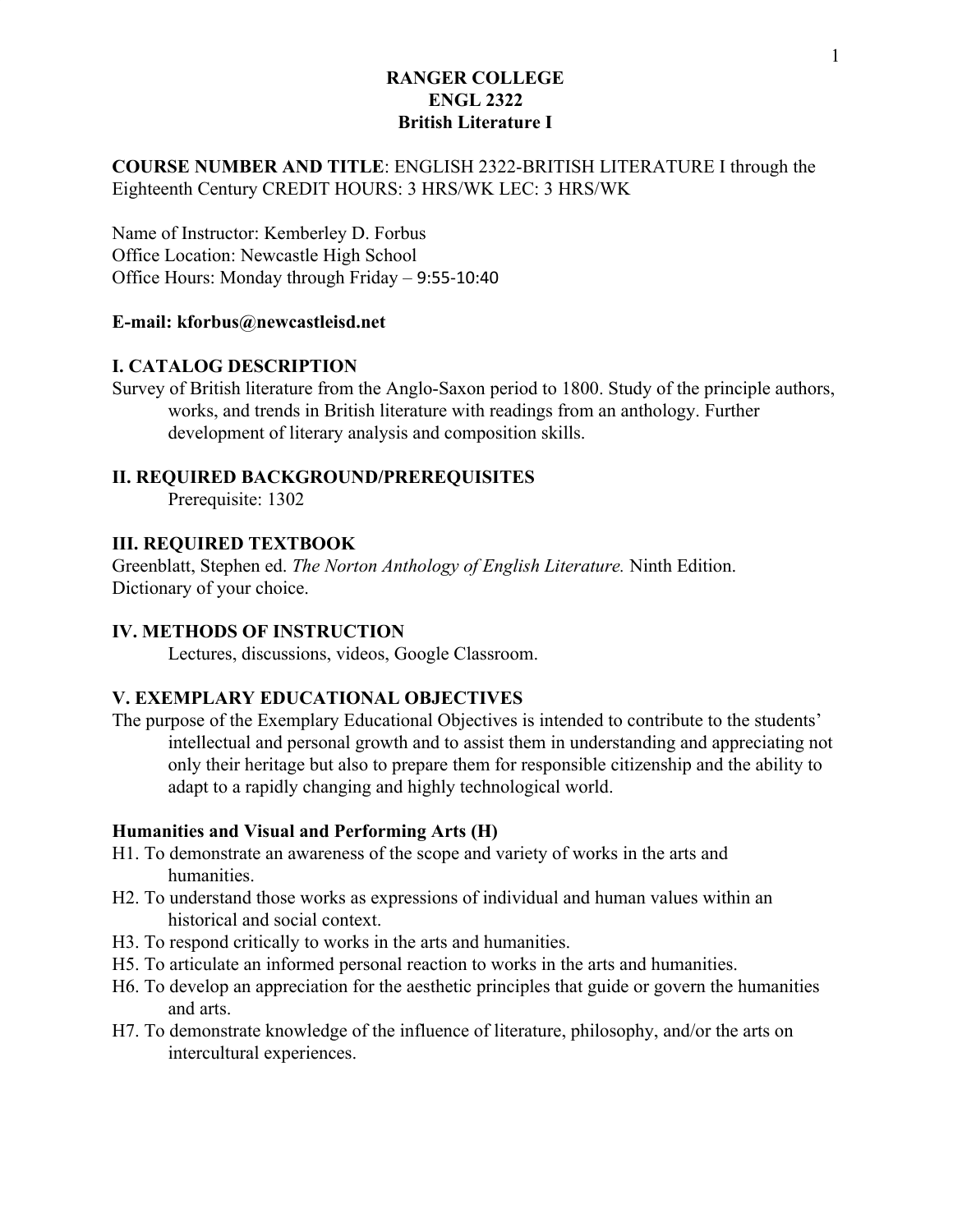**RANGER COLLEGE**
**ENGL 2322**
**British Literature I**

**COURSE NUMBER AND TITLE**: ENGLISH 2322-BRITISH LITERATURE I through the Eighteenth Century CREDIT HOURS: 3 HRS/WK LEC: 3 HRS/WK

Name of Instructor: Kemberley D. Forbus
Office Location: Newcastle High School
Office Hours: Monday through Friday – 9:55-10:40

**E-mail: kforbus@newcastleisd.net**

## I. CATALOG DESCRIPTION

Survey of British literature from the Anglo-Saxon period to 1800. Study of the principle authors, works, and trends in British literature with readings from an anthology. Further development of literary analysis and composition skills.

## II. REQUIRED BACKGROUND/PREREQUISITES

Prerequisite: 1302

## III. REQUIRED TEXTBOOK

Greenblatt, Stephen ed. *The Norton Anthology of English Literature.* Ninth Edition.
Dictionary of your choice.

## IV. METHODS OF INSTRUCTION

Lectures, discussions, videos, Google Classroom.

## V. EXEMPLARY EDUCATIONAL OBJECTIVES

The purpose of the Exemplary Educational Objectives is intended to contribute to the students' intellectual and personal growth and to assist them in understanding and appreciating not only their heritage but also to prepare them for responsible citizenship and the ability to adapt to a rapidly changing and highly technological world.

### Humanities and Visual and Performing Arts (H)

H1. To demonstrate an awareness of the scope and variety of works in the arts and humanities.

H2. To understand those works as expressions of individual and human values within an historical and social context.

H3. To respond critically to works in the arts and humanities.

H5. To articulate an informed personal reaction to works in the arts and humanities.

H6. To develop an appreciation for the aesthetic principles that guide or govern the humanities and arts.

H7. To demonstrate knowledge of the influence of literature, philosophy, and/or the arts on intercultural experiences.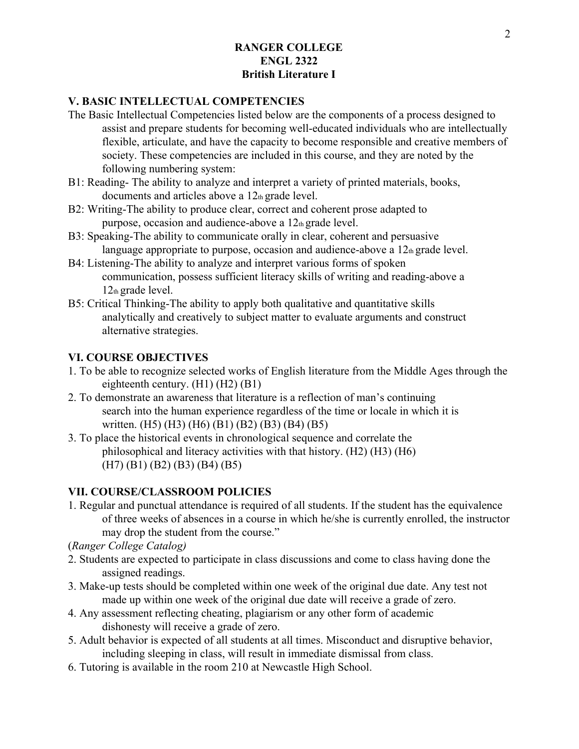**RANGER COLLEGE**
**ENGL 2322**
**British Literature I**

## V. BASIC INTELLECTUAL COMPETENCIES

The Basic Intellectual Competencies listed below are the components of a process designed to assist and prepare students for becoming well-educated individuals who are intellectually flexible, articulate, and have the capacity to become responsible and creative members of society. These competencies are included in this course, and they are noted by the following numbering system:

B1: Reading- The ability to analyze and interpret a variety of printed materials, books, documents and articles above a 12th grade level.

B2: Writing-The ability to produce clear, correct and coherent prose adapted to purpose, occasion and audience-above a 12th grade level.

B3: Speaking-The ability to communicate orally in clear, coherent and persuasive language appropriate to purpose, occasion and audience-above a 12th grade level.

B4: Listening-The ability to analyze and interpret various forms of spoken communication, possess sufficient literacy skills of writing and reading-above a 12th grade level.

B5: Critical Thinking-The ability to apply both qualitative and quantitative skills analytically and creatively to subject matter to evaluate arguments and construct alternative strategies.

## VI. COURSE OBJECTIVES

1. To be able to recognize selected works of English literature from the Middle Ages through the eighteenth century. (H1) (H2) (B1)
2. To demonstrate an awareness that literature is a reflection of man's continuing search into the human experience regardless of the time or locale in which it is written. (H5) (H3) (H6) (B1) (B2) (B3) (B4) (B5)
3. To place the historical events in chronological sequence and correlate the philosophical and literacy activities with that history. (H2) (H3) (H6) (H7) (B1) (B2) (B3) (B4) (B5)

## VII. COURSE/CLASSROOM POLICIES

1. Regular and punctual attendance is required of all students. If the student has the equivalence of three weeks of absences in a course in which he/she is currently enrolled, the instructor may drop the student from the course."

(*Ranger College Catalog)*

2. Students are expected to participate in class discussions and come to class having done the assigned readings.
3. Make-up tests should be completed within one week of the original due date. Any test not made up within one week of the original due date will receive a grade of zero.
4. Any assessment reflecting cheating, plagiarism or any other form of academic dishonesty will receive a grade of zero.
5. Adult behavior is expected of all students at all times. Misconduct and disruptive behavior, including sleeping in class, will result in immediate dismissal from class.
6. Tutoring is available in the room 210 at Newcastle High School.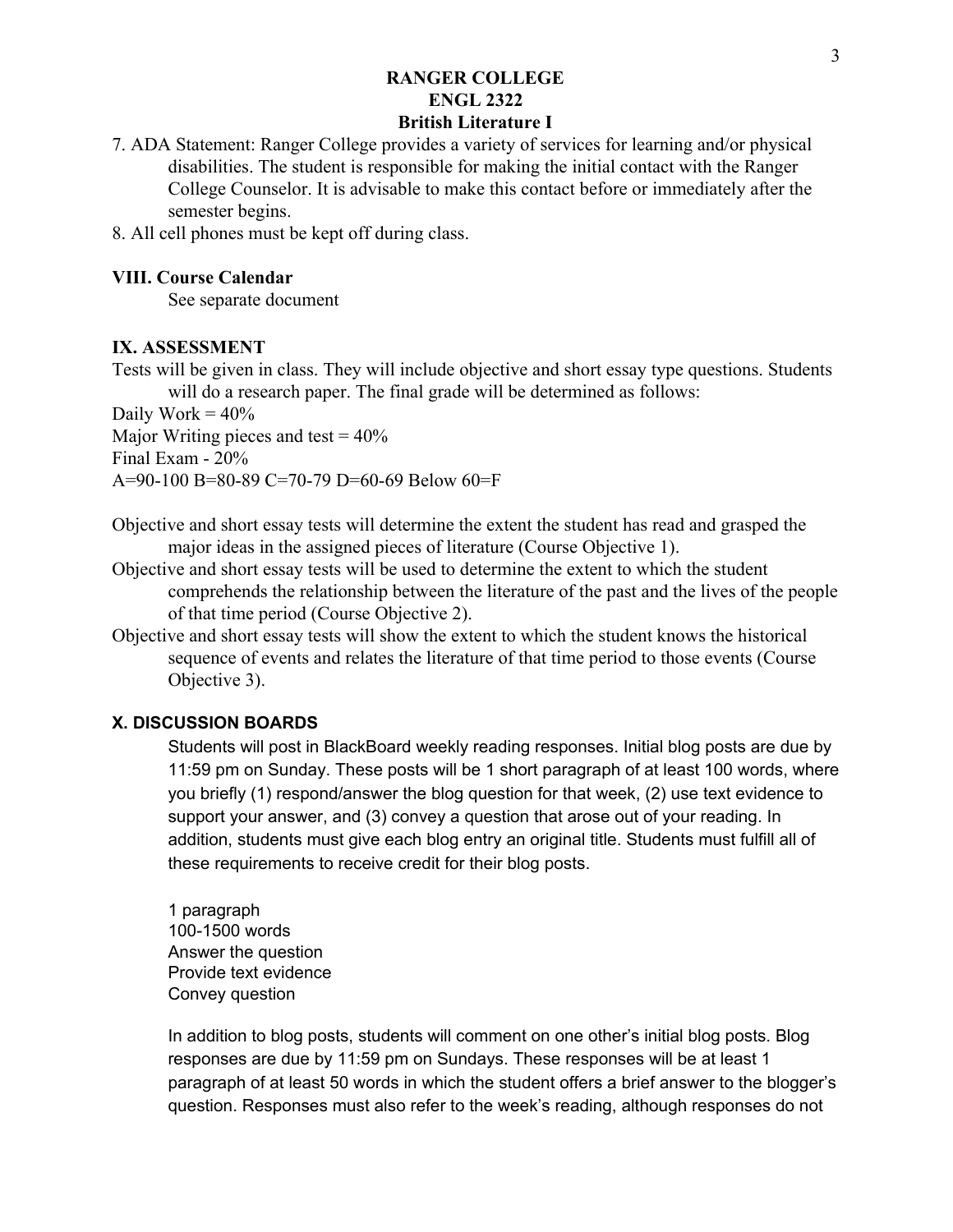**RANGER COLLEGE**
**ENGL 2322**
**British Literature I**

7. ADA Statement: Ranger College provides a variety of services for learning and/or physical disabilities. The student is responsible for making the initial contact with the Ranger College Counselor. It is advisable to make this contact before or immediately after the semester begins.
8. All cell phones must be kept off during class.

## VIII. Course Calendar

See separate document

## IX. ASSESSMENT

Tests will be given in class. They will include objective and short essay type questions. Students will do a research paper. The final grade will be determined as follows:

Daily Work = 40%
Major Writing pieces and test = 40%
Final Exam - 20%
A=90-100 B=80-89 C=70-79 D=60-69 Below 60=F

Objective and short essay tests will determine the extent the student has read and grasped the major ideas in the assigned pieces of literature (Course Objective 1).

Objective and short essay tests will be used to determine the extent to which the student comprehends the relationship between the literature of the past and the lives of the people of that time period (Course Objective 2).

Objective and short essay tests will show the extent to which the student knows the historical sequence of events and relates the literature of that time period to those events (Course Objective 3).

## X. DISCUSSION BOARDS

Students will post in BlackBoard weekly reading responses. Initial blog posts are due by 11:59 pm on Sunday. These posts will be 1 short paragraph of at least 100 words, where you briefly (1) respond/answer the blog question for that week, (2) use text evidence to support your answer, and (3) convey a question that arose out of your reading. In addition, students must give each blog entry an original title. Students must fulfill all of these requirements to receive credit for their blog posts.

1 paragraph
100-1500 words
Answer the question
Provide text evidence
Convey question

In addition to blog posts, students will comment on one other's initial blog posts. Blog responses are due by 11:59 pm on Sundays. These responses will be at least 1 paragraph of at least 50 words in which the student offers a brief answer to the blogger's question. Responses must also refer to the week's reading, although responses do not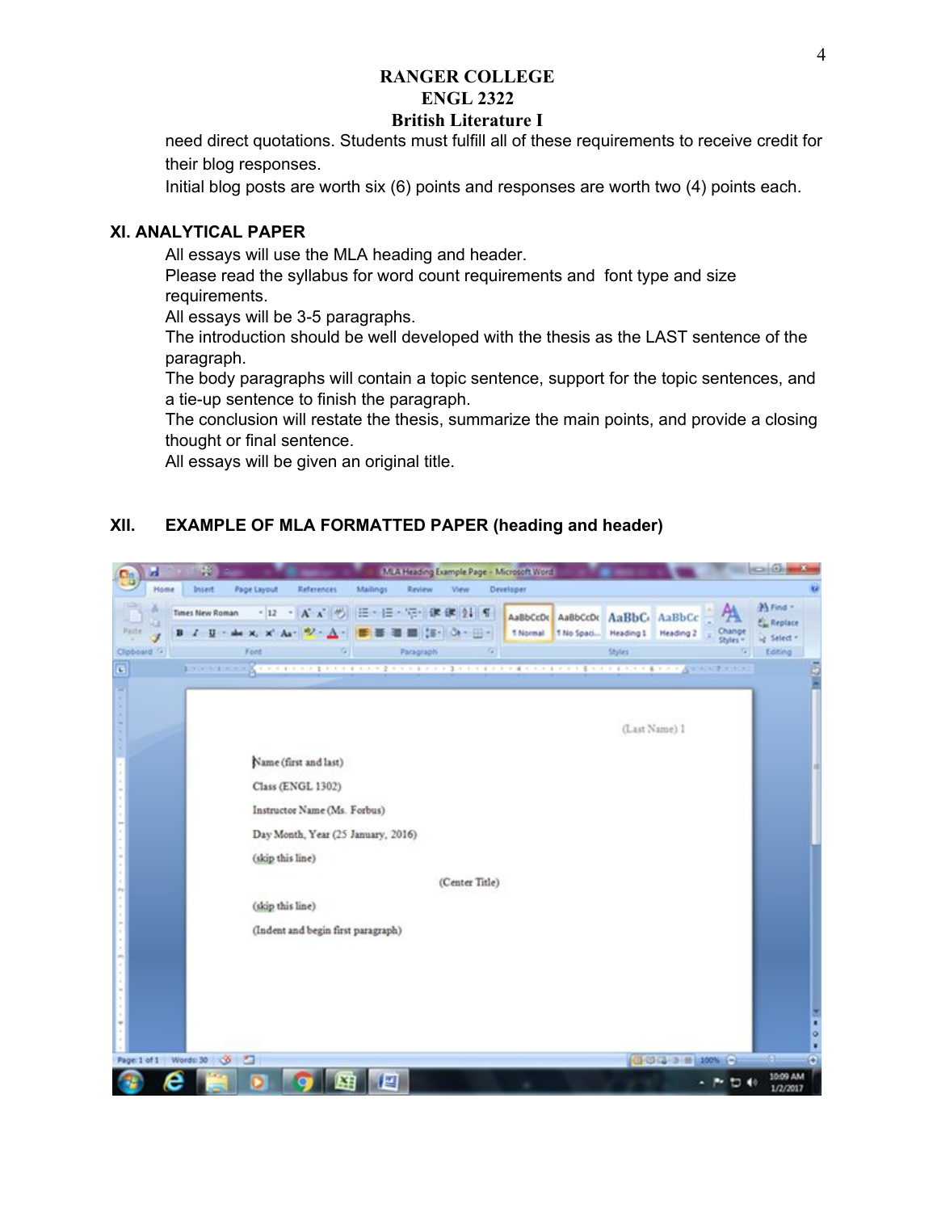need direct quotations. Students must fulfill all of these requirements to receive credit for their blog responses.

Initial blog posts are worth six (6) points and responses are worth two (4) points each.

## XI. ANALYTICAL PAPER

All essays will use the MLA heading and header.

Please read the syllabus for word count requirements and font type and size requirements.

All essays will be 3-5 paragraphs.

The introduction should be well developed with the thesis as the LAST sentence of the paragraph.

The body paragraphs will contain a topic sentence, support for the topic sentences, and a tie-up sentence to finish the paragraph.

The conclusion will restate the thesis, summarize the main points, and provide a closing thought or final sentence.

All essays will be given an original title.

## XII. EXAMPLE OF MLA FORMATTED PAPER (heading and header)

(Last Name) 1

Name (first and last)

Class (ENGL 1302)

Instructor Name (Ms. Forbus)

Day Month, Year (25 January, 2016)

(skip this line)

(Center Title)

(skip this line)

(Indent and begin first paragraph)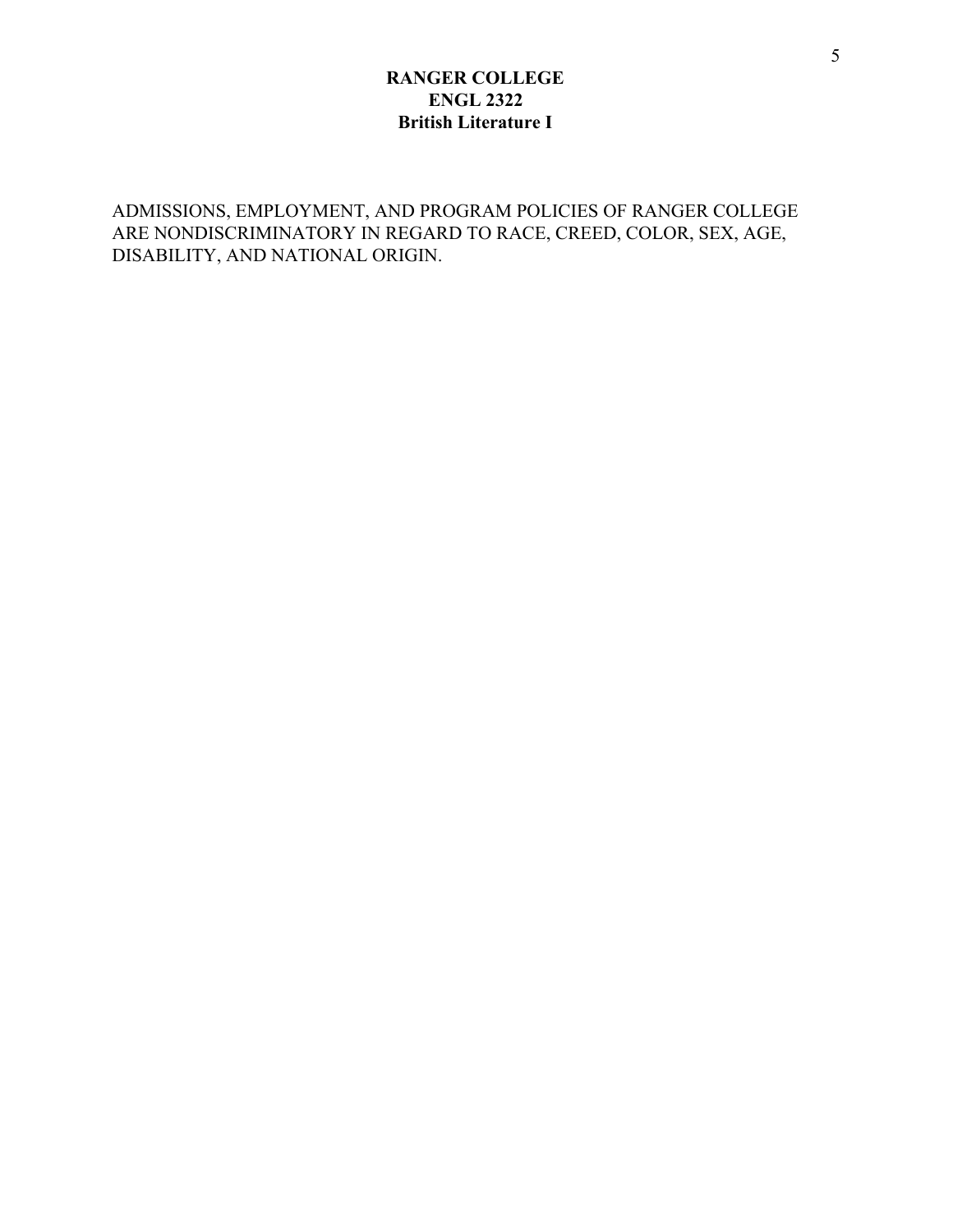**RANGER COLLEGE**
**ENGL 2322**
**British Literature I**

ADMISSIONS, EMPLOYMENT, AND PROGRAM POLICIES OF RANGER COLLEGE ARE NONDISCRIMINATORY IN REGARD TO RACE, CREED, COLOR, SEX, AGE, DISABILITY, AND NATIONAL ORIGIN.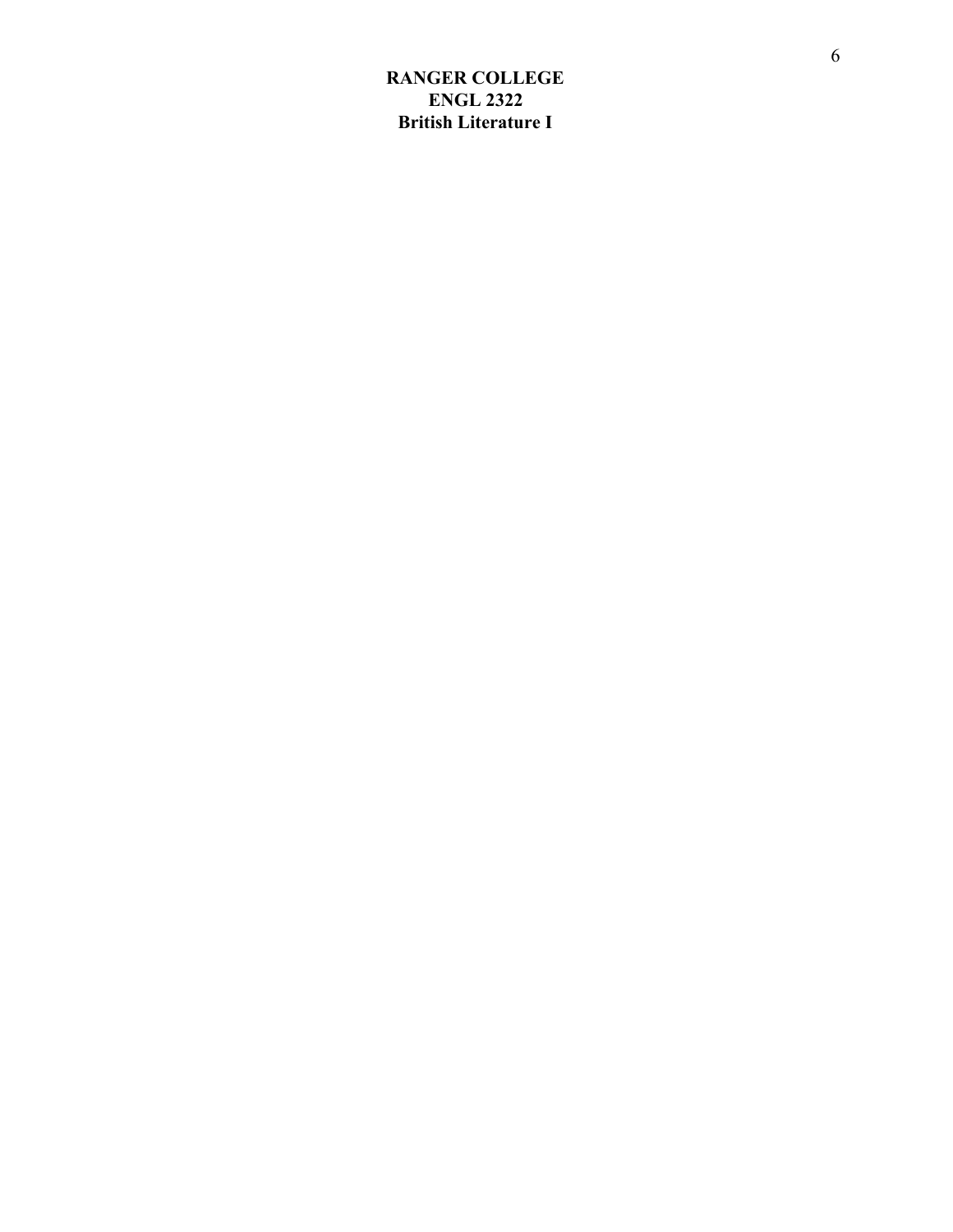**RANGER COLLEGE**
**ENGL 2322**
**British Literature I**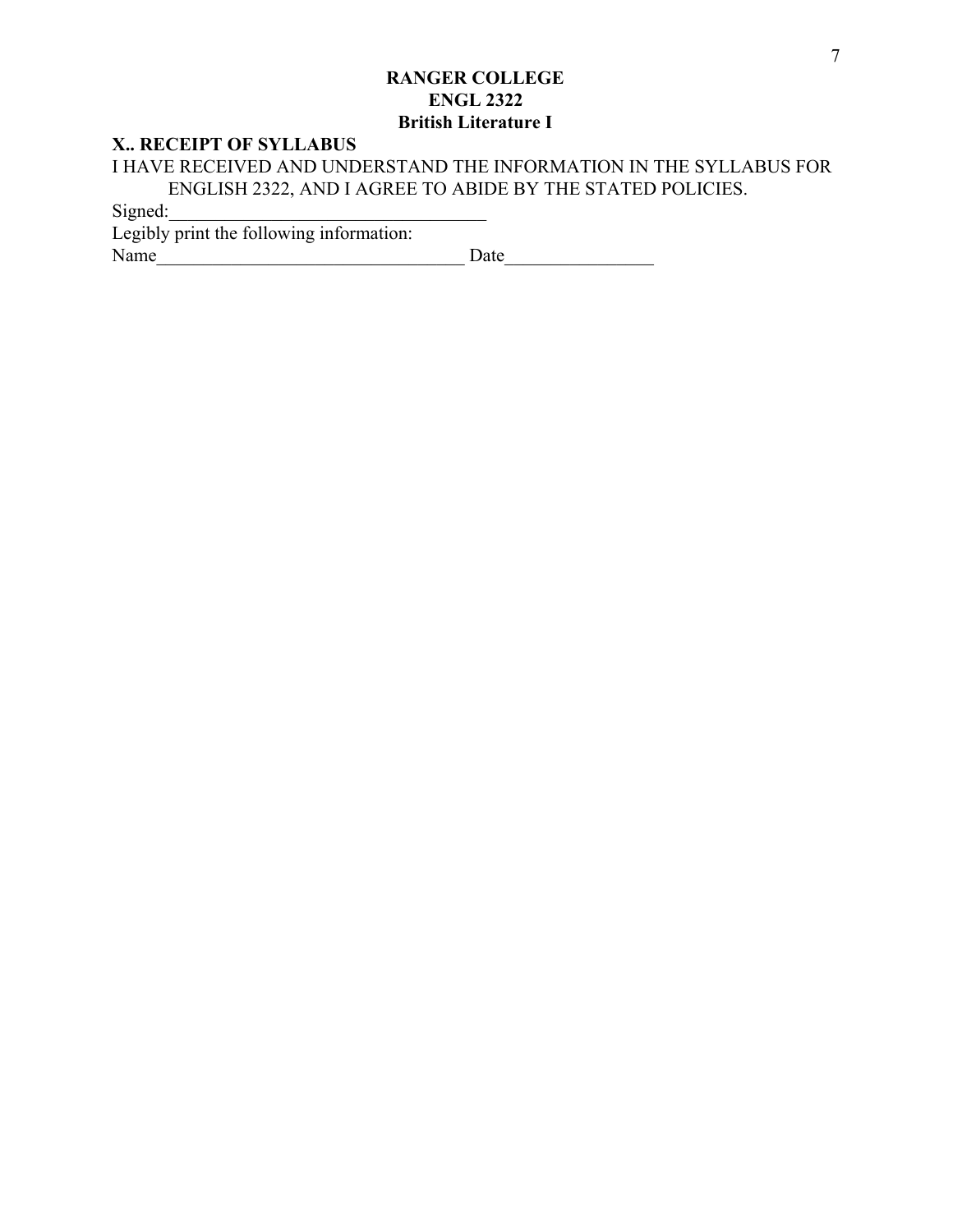**RANGER COLLEGE**
**ENGL 2322**
**British Literature I**

**X.. RECEIPT OF SYLLABUS**

I HAVE RECEIVED AND UNDERSTAND THE INFORMATION IN THE SYLLABUS FOR ENGLISH 2322, AND I AGREE TO ABIDE BY THE STATED POLICIES.

Signed:_________________________________

Legibly print the following information:

Name_________________________________ Date________________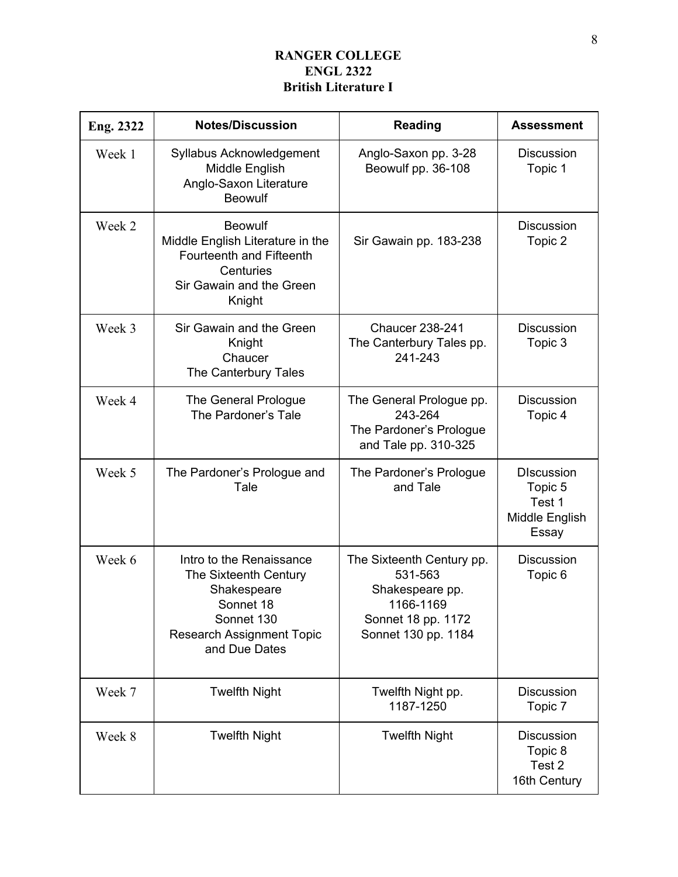**RANGER COLLEGE**
**ENGL 2322**
**British Literature I**

| Eng. 2322 | Notes/Discussion | Reading | Assessment |
|---|---|---|---|
| Week 1 | Syllabus Acknowledgement<br>Middle English<br>Anglo-Saxon Literature<br>Beowulf | Anglo-Saxon pp. 3-28<br>Beowulf pp. 36-108 | Discussion Topic 1 |
| Week 2 | Beowulf<br>Middle English Literature in the Fourteenth and Fifteenth Centuries<br>Sir Gawain and the Green Knight | Sir Gawain pp. 183-238 | Discussion Topic 2 |
| Week 3 | Sir Gawain and the Green Knight<br>Chaucer<br>The Canterbury Tales | Chaucer 238-241<br>The Canterbury Tales pp. 241-243 | Discussion Topic 3 |
| Week 4 | The General Prologue<br>The Pardoner's Tale | The General Prologue pp. 243-264<br>The Pardoner's Prologue and Tale pp. 310-325 | Discussion Topic 4 |
| Week 5 | The Pardoner's Prologue and Tale | The Pardoner's Prologue and Tale | DIscussion Topic 5<br>Test 1<br>Middle English Essay |
| Week 6 | Intro to the Renaissance<br>The Sixteenth Century<br>Shakespeare<br>Sonnet 18<br>Sonnet 130<br>Research Assignment Topic and Due Dates | The Sixteenth Century pp. 531-563<br>Shakespeare pp. 1166-1169<br>Sonnet 18 pp. 1172<br>Sonnet 130 pp. 1184 | Discussion Topic 6 |
| Week 7 | Twelfth Night | Twelfth Night pp. 1187-1250 | Discussion Topic 7 |
| Week 8 | Twelfth Night | Twelfth Night | Discussion Topic 8<br>Test 2<br>16th Century |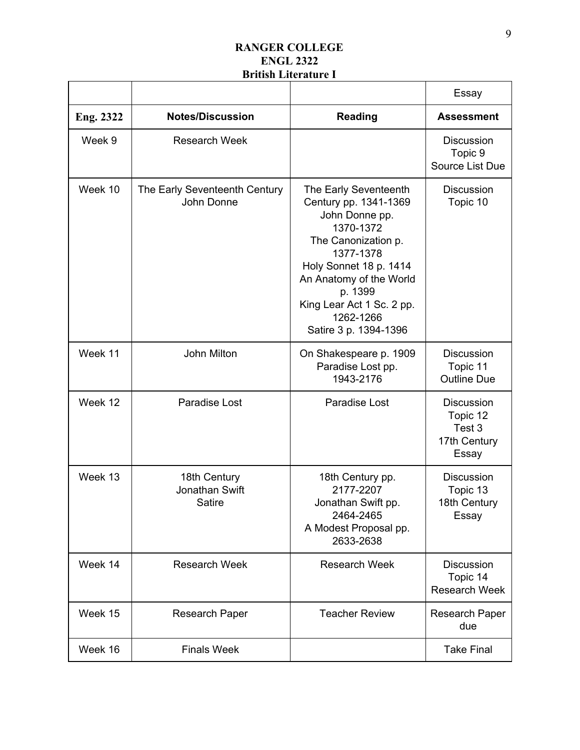**RANGER COLLEGE**
**ENGL 2322**
**British Literature I**

| | | | Essay |
|---|---|---|---|
| **Eng. 2322** | **Notes/Discussion** | **Reading** | **Assessment** |
| Week 9 | Research Week | | Discussion Topic 9 Source List Due |
| Week 10 | The Early Seventeenth Century John Donne | The Early Seventeenth Century pp. 1341-1369 John Donne pp. 1370-1372 The Canonization p. 1377-1378 Holy Sonnet 18 p. 1414 An Anatomy of the World p. 1399 King Lear Act 1 Sc. 2 pp. 1262-1266 Satire 3 p. 1394-1396 | Discussion Topic 10 |
| Week 11 | John Milton | On Shakespeare p. 1909 Paradise Lost pp. 1943-2176 | Discussion Topic 11 Outline Due |
| Week 12 | Paradise Lost | Paradise Lost | Discussion Topic 12 Test 3 17th Century Essay |
| Week 13 | 18th Century Jonathan Swift Satire | 18th Century pp. 2177-2207 Jonathan Swift pp. 2464-2465 A Modest Proposal pp. 2633-2638 | Discussion Topic 13 18th Century Essay |
| Week 14 | Research Week | Research Week | Discussion Topic 14 Research Week |
| Week 15 | Research Paper | Teacher Review | Research Paper due |
| Week 16 | Finals Week | | Take Final |